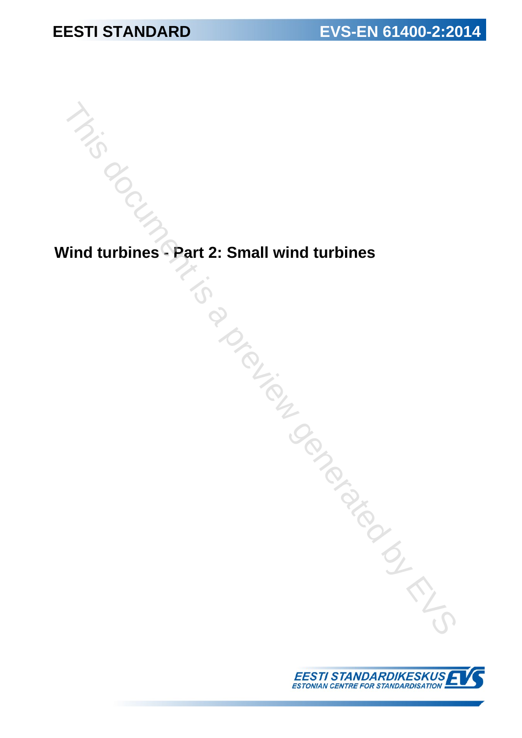**EESTI STANDARD** **EVS-EN 61400-2:2014**

# Wind turbines - Part 2: Small wind turbines

EESTI STANDARDIKESKUS
ESTONIAN CENTRE FOR STANDARDISATION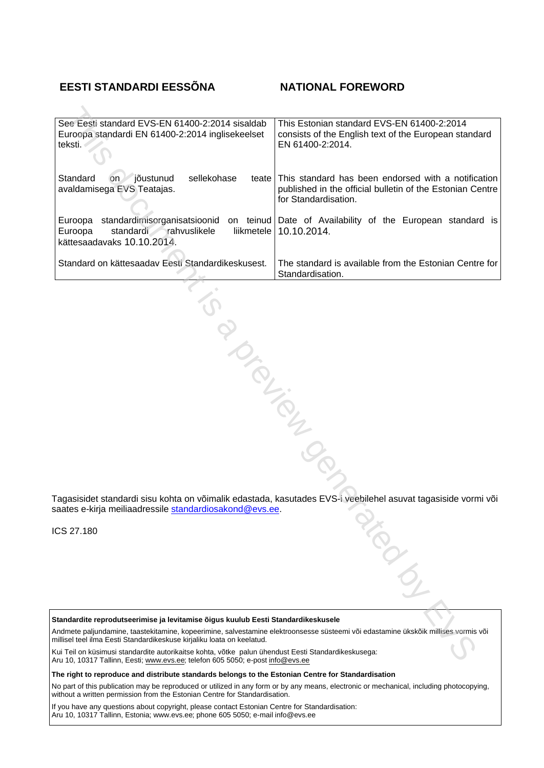## EESTI STANDARDI EESSÕNA

## NATIONAL FOREWORD

| EESTI STANDARDI EESSÕNA | NATIONAL FOREWORD |
|---|---|
| See Eesti standard EVS-EN 61400-2:2014 sisaldab Euroopa standardi EN 61400-2:2014 ingliskeelset teksti. | This Estonian standard EVS-EN 61400-2:2014 consists of the English text of the European standard EN 61400-2:2014. |
| Standard on jõustunud sellekohase teate avaldamisega EVS Teatajas. | This standard has been endorsed with a notification published in the official bulletin of the Estonian Centre for Standardisation. |
| Euroopa standardimisorganisatsioonid on teinud Euroopa standardi rahvuslikele liikmetele kättesaadavaks 10.10.2014. | Date of Availability of the European standard is 10.10.2014. |
| Standard on kättesaadav Eesti Standardikeskusest. | The standard is available from the Estonian Centre for Standardisation. |

Tagasisidet standardi sisu kohta on võimalik edastada, kasutades EVS-i veebilehel asuvat tagasiside vormi või saates e-kirja meiliaadressile standardiosakond@evs.ee.

ICS 27.180

**Standardite reprodutseerimise ja levitamise õigus kuulub Eesti Standardikeskusele**

Andmete paljundamine, taastekitamine, kopeerimine, salvestamine elektroonsesse süsteemi või edastamine ükskõik millises vormis või millisel teel ilma Eesti Standardikeskuse kirjaliku loata on keelatud.

Kui Teil on küsimusi standardite autorikaitse kohta, võtke palun ühendust Eesti Standardikeskusega:
Aru 10, 10317 Tallinn, Eesti; www.evs.ee; telefon 605 5050; e-post info@evs.ee

**The right to reproduce and distribute standards belongs to the Estonian Centre for Standardisation**

No part of this publication may be reproduced or utilized in any form or by any means, electronic or mechanical, including photocopying, without a written permission from the Estonian Centre for Standardisation.

If you have any questions about copyright, please contact Estonian Centre for Standardisation:
Aru 10, 10317 Tallinn, Estonia; www.evs.ee; phone 605 5050; e-mail info@evs.ee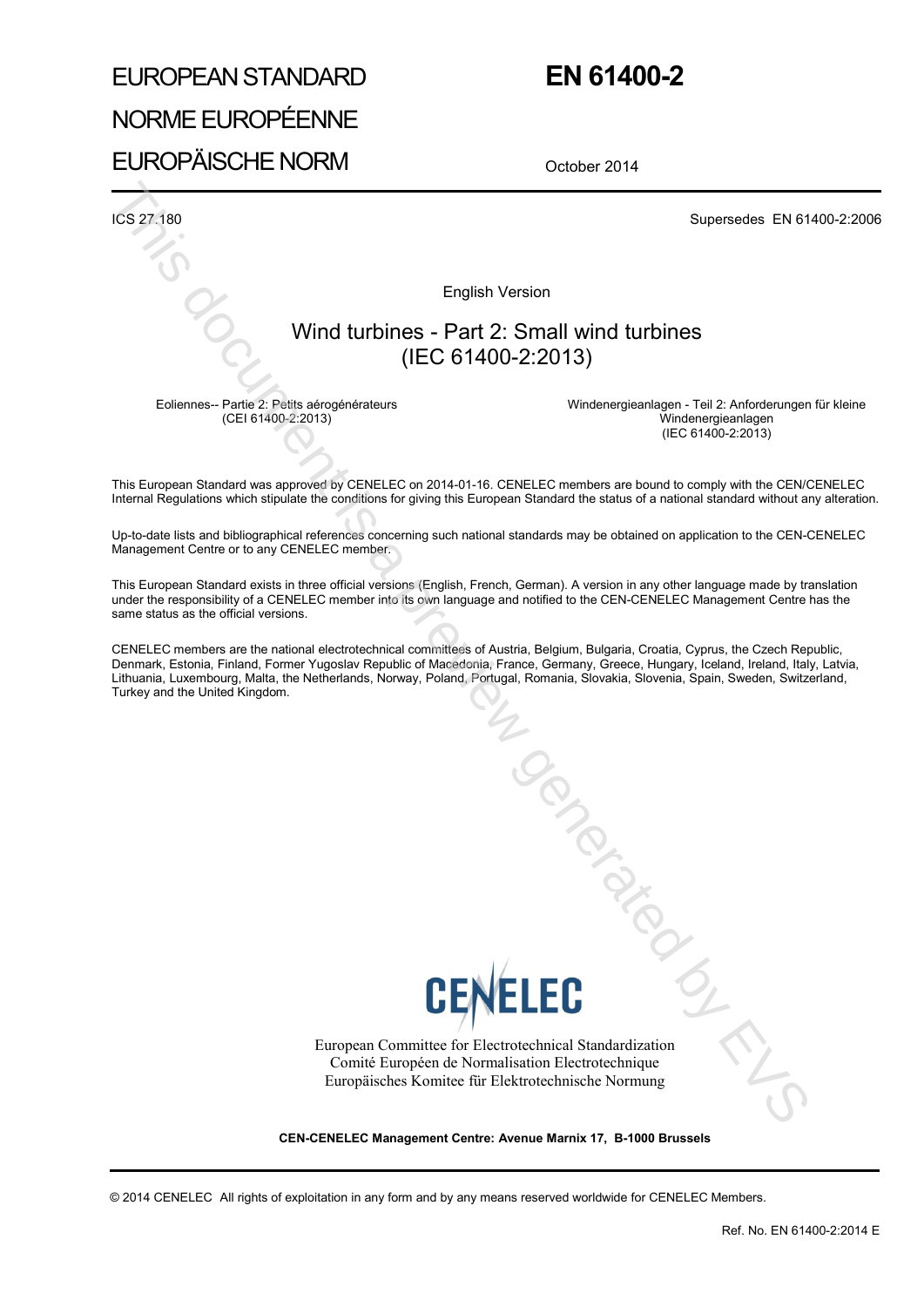# EUROPEAN STANDARD

# NORME EUROPÉENNE

# EUROPÄISCHE NORM

# EN 61400-2

October 2014

ICS 27.180

Supersedes EN 61400-2:2006

English Version

## Wind turbines - Part 2: Small wind turbines (IEC 61400-2:2013)

Eoliennes-- Partie 2: Petits aérogénérateurs (CEI 61400-2:2013)

Windenergieanlagen - Teil 2: Anforderungen für kleine Windenergieanlagen (IEC 61400-2:2013)

This European Standard was approved by CENELEC on 2014-01-16. CENELEC members are bound to comply with the CEN/CENELEC Internal Regulations which stipulate the conditions for giving this European Standard the status of a national standard without any alteration.

Up-to-date lists and bibliographical references concerning such national standards may be obtained on application to the CEN-CENELEC Management Centre or to any CENELEC member.

This European Standard exists in three official versions (English, French, German). A version in any other language made by translation under the responsibility of a CENELEC member into its own language and notified to the CEN-CENELEC Management Centre has the same status as the official versions.

CENELEC members are the national electrotechnical committees of Austria, Belgium, Bulgaria, Croatia, Cyprus, the Czech Republic, Denmark, Estonia, Finland, Former Yugoslav Republic of Macedonia, France, Germany, Greece, Hungary, Iceland, Ireland, Italy, Latvia, Lithuania, Luxembourg, Malta, the Netherlands, Norway, Poland, Portugal, Romania, Slovakia, Slovenia, Spain, Sweden, Switzerland, Turkey and the United Kingdom.

CENELEC

European Committee for Electrotechnical Standardization
Comité Européen de Normalisation Electrotechnique
Europäisches Komitee für Elektrotechnische Normung

**CEN-CENELEC Management Centre: Avenue Marnix 17, B-1000 Brussels**

© 2014 CENELEC All rights of exploitation in any form and by any means reserved worldwide for CENELEC Members.

Ref. No. EN 61400-2:2014 E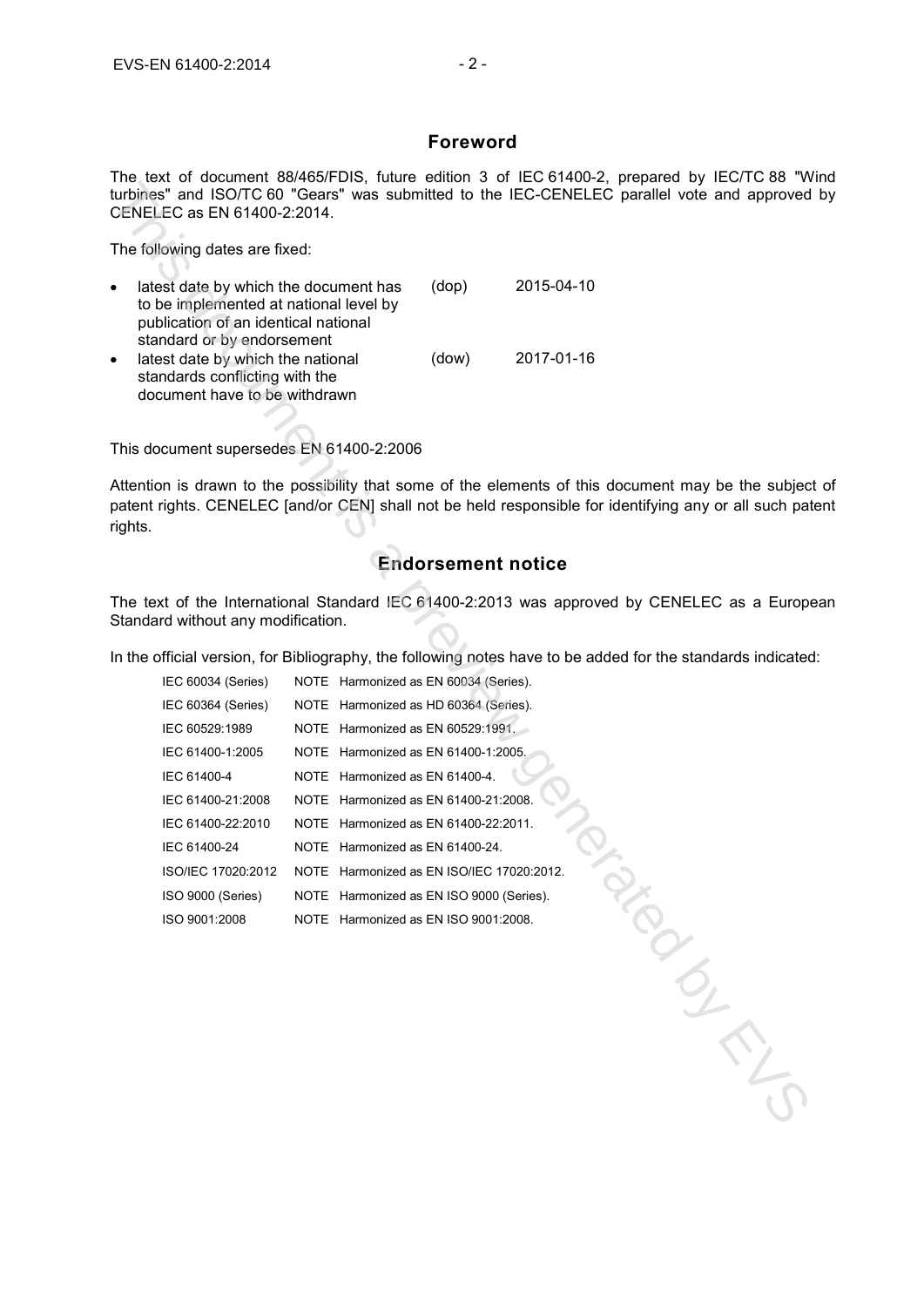## Foreword

The text of document 88/465/FDIS, future edition 3 of IEC 61400-2, prepared by IEC/TC 88 "Wind turbines" and ISO/TC 60 "Gears" was submitted to the IEC-CENELEC parallel vote and approved by CENELEC as EN 61400-2:2014.

The following dates are fixed:

| | | |
|---|---|---|
| • latest date by which the document has to be implemented at national level by publication of an identical national standard or by endorsement | (dop) | 2015-04-10 |
| • latest date by which the national standards conflicting with the document have to be withdrawn | (dow) | 2017-01-16 |

This document supersedes EN 61400-2:2006

Attention is drawn to the possibility that some of the elements of this document may be the subject of patent rights. CENELEC [and/or CEN] shall not be held responsible for identifying any or all such patent rights.

## Endorsement notice

The text of the International Standard IEC 61400-2:2013 was approved by CENELEC as a European Standard without any modification.

In the official version, for Bibliography, the following notes have to be added for the standards indicated:

| | |
|---|---|
| IEC 60034 (Series) | NOTE Harmonized as EN 60034 (Series). |
| IEC 60364 (Series) | NOTE Harmonized as HD 60364 (Series). |
| IEC 60529:1989 | NOTE Harmonized as EN 60529:1991. |
| IEC 61400-1:2005 | NOTE Harmonized as EN 61400-1:2005. |
| IEC 61400-4 | NOTE Harmonized as EN 61400-4. |
| IEC 61400-21:2008 | NOTE Harmonized as EN 61400-21:2008. |
| IEC 61400-22:2010 | NOTE Harmonized as EN 61400-22:2011. |
| IEC 61400-24 | NOTE Harmonized as EN 61400-24. |
| ISO/IEC 17020:2012 | NOTE Harmonized as EN ISO/IEC 17020:2012. |
| ISO 9000 (Series) | NOTE Harmonized as EN ISO 9000 (Series). |
| ISO 9001:2008 | NOTE Harmonized as EN ISO 9001:2008. |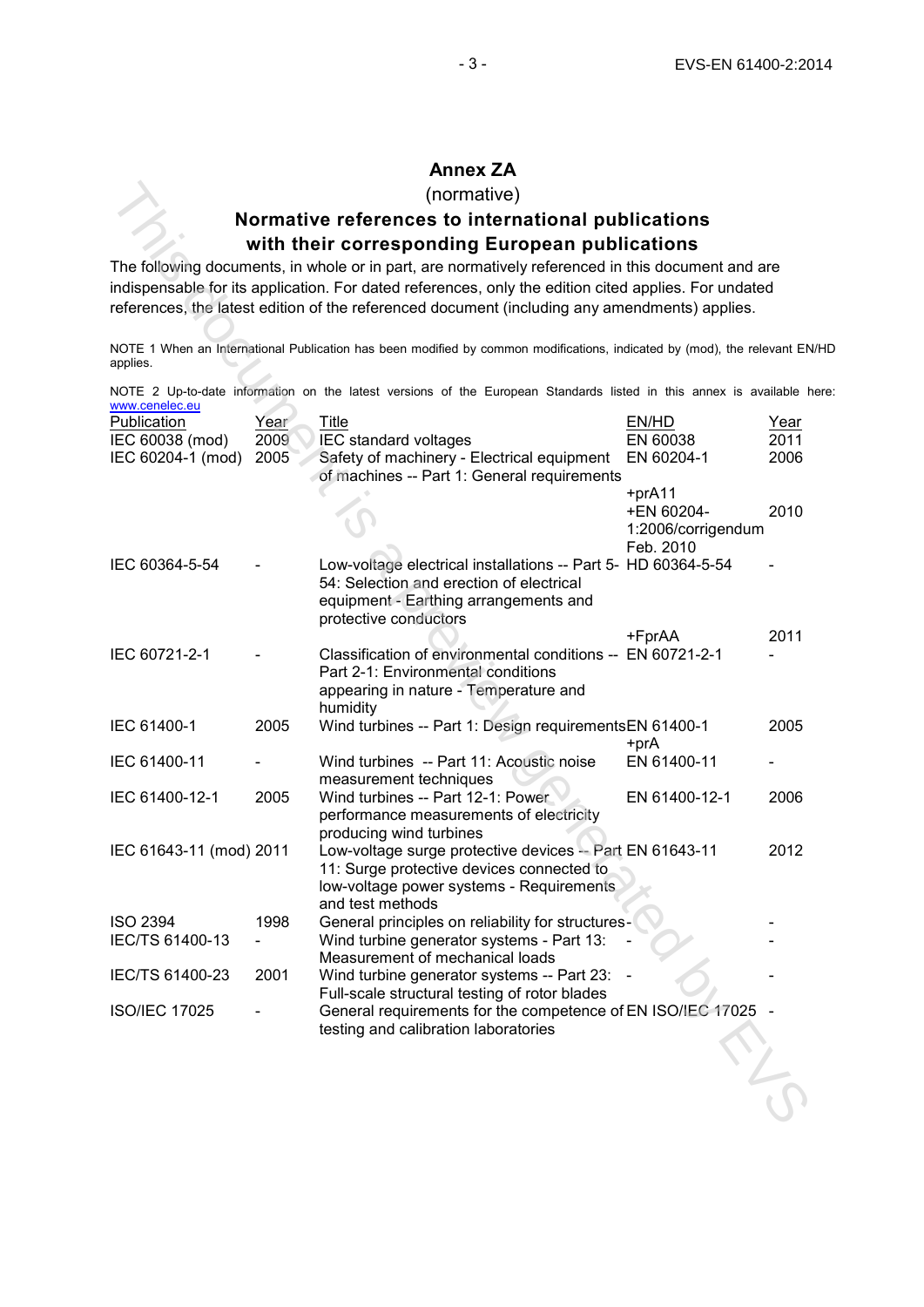# Annex ZA

(normative)

## Normative references to international publications with their corresponding European publications

The following documents, in whole or in part, are normatively referenced in this document and are indispensable for its application. For dated references, only the edition cited applies. For undated references, the latest edition of the referenced document (including any amendments) applies.

NOTE 1 When an International Publication has been modified by common modifications, indicated by (mod), the relevant EN/HD applies.

NOTE 2 Up-to-date information on the latest versions of the European Standards listed in this annex is available here: www.cenelec.eu

| Publication | Year | Title | EN/HD | Year |
|---|---|---|---|---|
| IEC 60038 (mod) | 2009 | IEC standard voltages | EN 60038 | 2011 |
| IEC 60204-1 (mod) | 2005 | Safety of machinery - Electrical equipment of machines -- Part 1: General requirements | EN 60204-1 | 2006 |
| | | | +prA11 | |
| | | | +EN 60204-1:2006/corrigendum Feb. 2010 | 2010 |
| IEC 60364-5-54 | - | Low-voltage electrical installations -- Part 5-54: Selection and erection of electrical equipment - Earthing arrangements and protective conductors | HD 60364-5-54 | - |
| | | | +FprAA | 2011 |
| IEC 60721-2-1 | - | Classification of environmental conditions -- Part 2-1: Environmental conditions appearing in nature - Temperature and humidity | EN 60721-2-1 | - |
| IEC 61400-1 | 2005 | Wind turbines -- Part 1: Design requirements | EN 61400-1 +prA | 2005 |
| IEC 61400-11 | - | Wind turbines -- Part 11: Acoustic noise measurement techniques | EN 61400-11 | - |
| IEC 61400-12-1 | 2005 | Wind turbines -- Part 12-1: Power performance measurements of electricity producing wind turbines | EN 61400-12-1 | 2006 |
| IEC 61643-11 (mod) | 2011 | Low-voltage surge protective devices -- Part 11: Surge protective devices connected to low-voltage power systems - Requirements and test methods | EN 61643-11 | 2012 |
| ISO 2394 | 1998 | General principles on reliability for structures | - | - |
| IEC/TS 61400-13 | - | Wind turbine generator systems - Part 13: Measurement of mechanical loads | - | - |
| IEC/TS 61400-23 | 2001 | Wind turbine generator systems -- Part 23: Full-scale structural testing of rotor blades | - | - |
| ISO/IEC 17025 | - | General requirements for the competence of testing and calibration laboratories | EN ISO/IEC 17025 | - |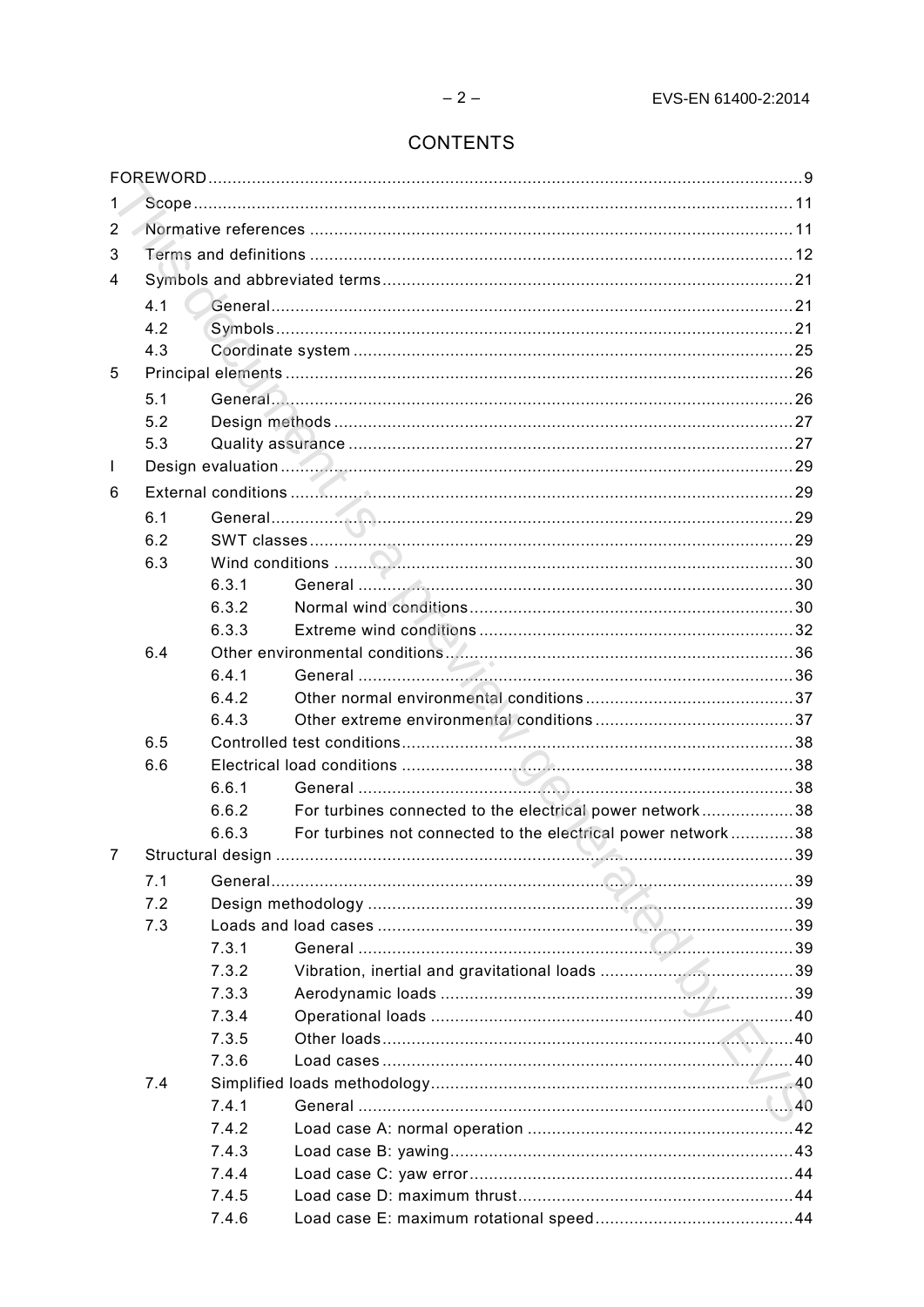# CONTENTS

FOREWORD ........................................................................................................................ 9

1 Scope ........................................................................................................................... 11

2 Normative references .................................................................................................. 11

3 Terms and definitions .................................................................................................. 12

4 Symbols and abbreviated terms .................................................................................... 21

  4.1 General ................................................................................................................. 21

  4.2 Symbols ................................................................................................................ 21

  4.3 Coordinate system ................................................................................................ 25

5 Principal elements ........................................................................................................ 26

  5.1 General ................................................................................................................. 26

  5.2 Design methods .................................................................................................... 27

  5.3 Quality assurance ................................................................................................. 27

I Design evaluation .......................................................................................................... 29

6 External conditions ....................................................................................................... 29

  6.1 General ................................................................................................................. 29

  6.2 SWT classes .......................................................................................................... 29

  6.3 Wind conditions .................................................................................................... 30

    6.3.1 General ........................................................................................................... 30

    6.3.2 Normal wind conditions .................................................................................. 30

    6.3.3 Extreme wind conditions ................................................................................ 32

  6.4 Other environmental conditions ............................................................................ 36

    6.4.1 General ........................................................................................................... 36

    6.4.2 Other normal environmental conditions .......................................................... 37

    6.4.3 Other extreme environmental conditions ........................................................ 37

  6.5 Controlled test conditions ..................................................................................... 38

  6.6 Electrical load conditions ...................................................................................... 38

    6.6.1 General ........................................................................................................... 38

    6.6.2 For turbines connected to the electrical power network ................................... 38

    6.6.3 For turbines not connected to the electrical power network ............................. 38

7 Structural design ........................................................................................................... 39

  7.1 General ................................................................................................................. 39

  7.2 Design methodology ............................................................................................. 39

  7.3 Loads and load cases ........................................................................................... 39

    7.3.1 General ........................................................................................................... 39

    7.3.2 Vibration, inertial and gravitational loads ........................................................ 39

    7.3.3 Aerodynamic loads ......................................................................................... 39

    7.3.4 Operational loads ............................................................................................ 40

    7.3.5 Other loads ..................................................................................................... 40

    7.3.6 Load cases ..................................................................................................... 40

  7.4 Simplified loads methodology ............................................................................... 40

    7.4.1 General ........................................................................................................... 40

    7.4.2 Load case A: normal operation ....................................................................... 42

    7.4.3 Load case B: yawing ....................................................................................... 43

    7.4.4 Load case C: yaw error ................................................................................... 44

    7.4.5 Load case D: maximum thrust ......................................................................... 44

    7.4.6 Load case E: maximum rotational speed ......................................................... 44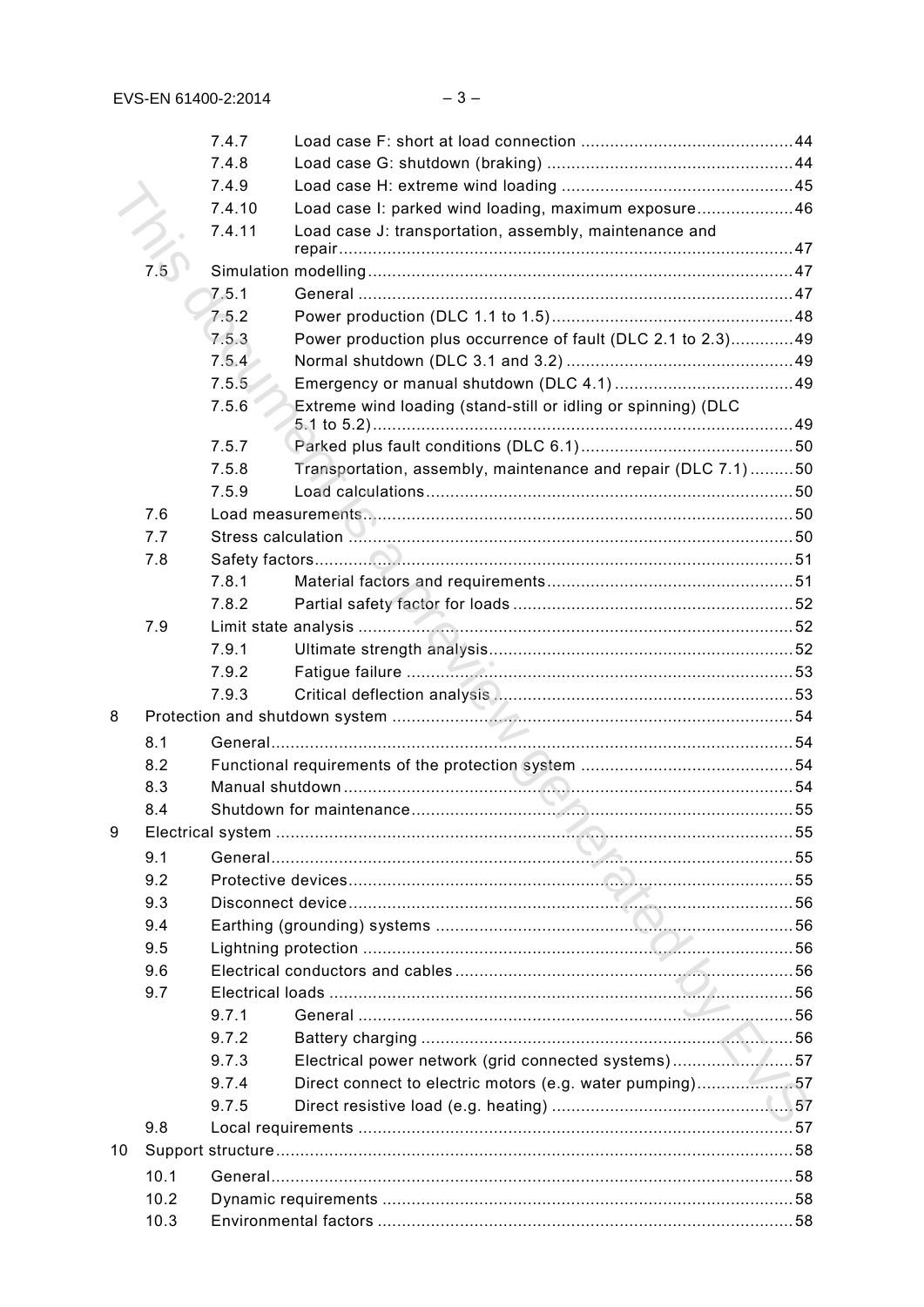7.4.7 Load case F: short at load connection ............................................. 44
7.4.8 Load case G: shutdown (braking) ................................................... 44
7.4.9 Load case H: extreme wind loading ................................................ 45
7.4.10 Load case I: parked wind loading, maximum exposure .................... 46
7.4.11 Load case J: transportation, assembly, maintenance and repair ............................................................................................. 47

7.5 Simulation modelling ........................................................................................ 47
7.5.1 General ............................................................................................ 47
7.5.2 Power production (DLC 1.1 to 1.5) .................................................. 48
7.5.3 Power production plus occurrence of fault (DLC 2.1 to 2.3) ............. 49
7.5.4 Normal shutdown (DLC 3.1 and 3.2) ............................................... 49
7.5.5 Emergency or manual shutdown (DLC 4.1) ..................................... 49
7.5.6 Extreme wind loading (stand-still or idling or spinning) (DLC 5.1 to 5.2) ....................................................................................... 49
7.5.7 Parked plus fault conditions (DLC 6.1) ............................................ 50
7.5.8 Transportation, assembly, maintenance and repair (DLC 7.1) ......... 50
7.5.9 Load calculations ............................................................................ 50

7.6 Load measurements ......................................................................................... 50
7.7 Stress calculation ............................................................................................ 50
7.8 Safety factors ................................................................................................... 51
7.8.1 Material factors and requirements ................................................... 51
7.8.2 Partial safety factor for loads ........................................................... 52

7.9 Limit state analysis .......................................................................................... 52
7.9.1 Ultimate strength analysis ............................................................... 52
7.9.2 Fatigue failure ................................................................................. 53
7.9.3 Critical deflection analysis .............................................................. 53

8 Protection and shutdown system ................................................................................... 54
8.1 General ............................................................................................................ 54
8.2 Functional requirements of the protection system ............................................ 54
8.3 Manual shutdown ............................................................................................. 54
8.4 Shutdown for maintenance ............................................................................... 55

9 Electrical system ........................................................................................................... 55
9.1 General ............................................................................................................ 55
9.2 Protective devices ............................................................................................ 55
9.3 Disconnect device ............................................................................................ 56
9.4 Earthing (grounding) systems .......................................................................... 56
9.5 Lightning protection ......................................................................................... 56
9.6 Electrical conductors and cables ...................................................................... 56
9.7 Electrical loads ................................................................................................ 56
9.7.1 General ............................................................................................ 56
9.7.2 Battery charging .............................................................................. 56
9.7.3 Electrical power network (grid connected systems) ......................... 57
9.7.4 Direct connect to electric motors (e.g. water pumping) .................... 57
9.7.5 Direct resistive load (e.g. heating) ................................................... 57

9.8 Local requirements .......................................................................................... 57

10 Support structure ........................................................................................................... 58
10.1 General ............................................................................................................ 58
10.2 Dynamic requirements ..................................................................................... 58
10.3 Environmental factors ...................................................................................... 58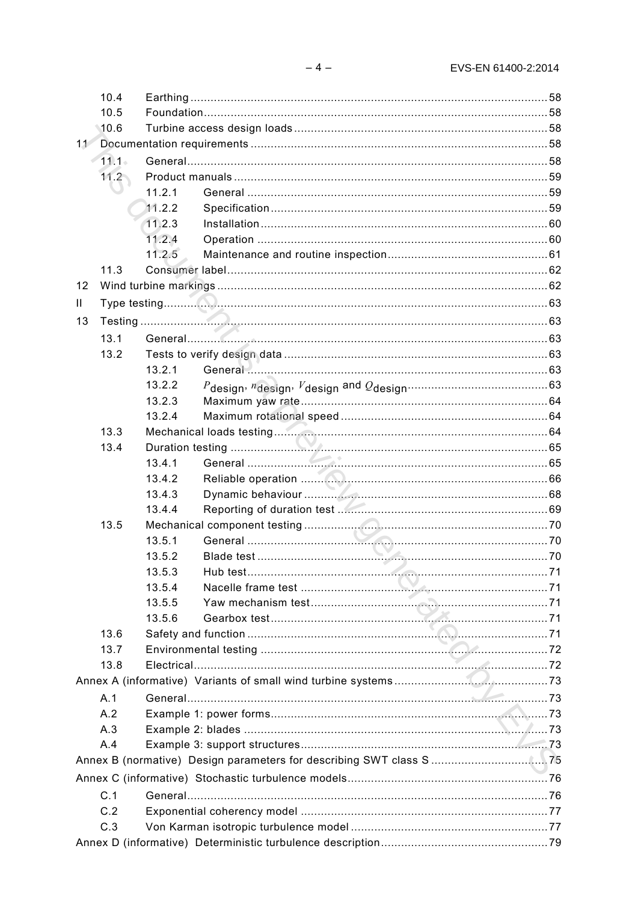10.4 Earthing ........................................................................................................... 58
10.5 Foundation ....................................................................................................... 58
10.6 Turbine access design loads ........................................................................... 58

11 Documentation requirements ........................................................................................ 58

11.1 General ............................................................................................................ 58
11.2 Product manuals ............................................................................................. 59
11.2.1 General ......................................................................................................... 59
11.2.2 Specification .................................................................................................. 59
11.2.3 Installation ..................................................................................................... 60
11.2.4 Operation ...................................................................................................... 60
11.2.5 Maintenance and routine inspection ............................................................. 61
11.3 Consumer label ............................................................................................... 62

12 Wind turbine markings .................................................................................................. 62

II Type testing .................................................................................................................. 63

13 Testing ......................................................................................................................... 63

13.1 General ............................................................................................................ 63
13.2 Tests to verify design data .............................................................................. 63
13.2.1 General ......................................................................................................... 63
13.2.2 $P_{design}$, $n_{design}$, $V_{design}$ and $Q_{design}$ ........................................................ 63
13.2.3 Maximum yaw rate ......................................................................................... 64
13.2.4 Maximum rotational speed ............................................................................ 64
13.3 Mechanical loads testing ................................................................................. 64
13.4 Duration testing .............................................................................................. 65
13.4.1 General ......................................................................................................... 65
13.4.2 Reliable operation ......................................................................................... 66
13.4.3 Dynamic behaviour ........................................................................................ 68
13.4.4 Reporting of duration test .............................................................................. 69
13.5 Mechanical component testing ........................................................................ 70
13.5.1 General ......................................................................................................... 70
13.5.2 Blade test ...................................................................................................... 70
13.5.3 Hub test ......................................................................................................... 71
13.5.4 Nacelle frame test .......................................................................................... 71
13.5.5 Yaw mechanism test ...................................................................................... 71
13.5.6 Gearbox test .................................................................................................. 71
13.6 Safety and function ......................................................................................... 71
13.7 Environmental testing ..................................................................................... 72
13.8 Electrical ......................................................................................................... 72

Annex A (informative) Variants of small wind turbine systems ............................................. 73

A.1 General ............................................................................................................. 73
A.2 Example 1: power forms .................................................................................... 73
A.3 Example 2: blades ............................................................................................. 73
A.4 Example 3: support structures ........................................................................... 73

Annex B (normative) Design parameters for describing SWT class S .................................. 75

Annex C (informative) Stochastic turbulence models ........................................................... 76

C.1 General ............................................................................................................. 76
C.2 Exponential coherency model ............................................................................ 77
C.3 Von Karman isotropic turbulence model ............................................................. 77

Annex D (informative) Deterministic turbulence description ................................................. 79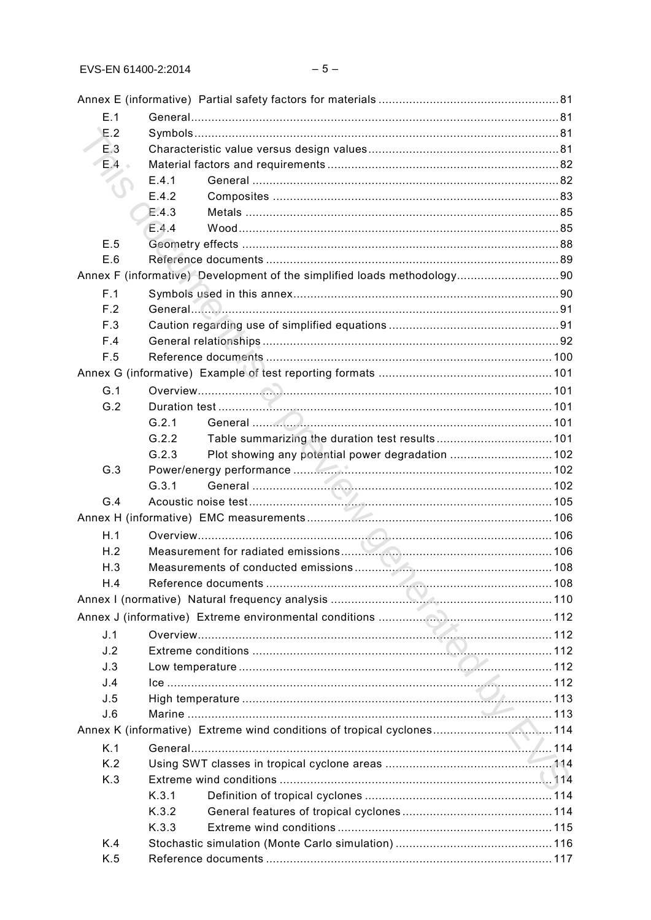Annex E (informative) Partial safety factors for materials ..................................................... 81

E.1 General ........................................................................................................... 81

E.2 Symbols .......................................................................................................... 81

E.3 Characteristic value versus design values ........................................................ 81

E.4 Material factors and requirements ..................................................................... 82

E.4.1 General ......................................................................................... 82

E.4.2 Composites ................................................................................... 83

E.4.3 Metals ........................................................................................... 85

E.4.4 Wood ............................................................................................. 85

E.5 Geometry effects ............................................................................................. 88

E.6 Reference documents ...................................................................................... 89

Annex F (informative) Development of the simplified loads methodology ............................. 90

F.1 Symbols used in this annex .............................................................................. 90

F.2 General ........................................................................................................... 91

F.3 Caution regarding use of simplified equations .................................................. 91

F.4 General relationships ....................................................................................... 92

F.5 Reference documents ..................................................................................... 100

Annex G (informative) Example of test reporting formats .................................................... 101

G.1 Overview ........................................................................................................ 101

G.2 Duration test .................................................................................................. 101

G.2.1 General ....................................................................................... 101

G.2.2 Table summarizing the duration test results .................................. 101

G.2.3 Plot showing any potential power degradation .............................. 102

G.3 Power/energy performance ............................................................................ 102

G.3.1 General ....................................................................................... 102

G.4 Acoustic noise test ......................................................................................... 105

Annex H (informative) EMC measurements ........................................................................ 106

H.1 Overview ........................................................................................................ 106

H.2 Measurement for radiated emissions ............................................................... 106

H.3 Measurements of conducted emissions ........................................................... 108

H.4 Reference documents .................................................................................... 108

Annex I (normative) Natural frequency analysis ................................................................. 110

Annex J (informative) Extreme environmental conditions .................................................... 112

J.1 Overview ........................................................................................................ 112

J.2 Extreme conditions ........................................................................................ 112

J.3 Low temperature ............................................................................................ 112

J.4 Ice ................................................................................................................. 112

J.5 High temperature ........................................................................................... 113

J.6 Marine ........................................................................................................... 113

Annex K (informative) Extreme wind conditions of tropical cyclones .................................... 114

K.1 General .......................................................................................................... 114

K.2 Using SWT classes in tropical cyclone areas .................................................. 114

K.3 Extreme wind conditions ................................................................................. 114

K.3.1 Definition of tropical cyclones ....................................................... 114

K.3.2 General features of tropical cyclones ............................................ 114

K.3.3 Extreme wind conditions ............................................................... 115

K.4 Stochastic simulation (Monte Carlo simulation) ............................................... 116

K.5 Reference documents .................................................................................... 117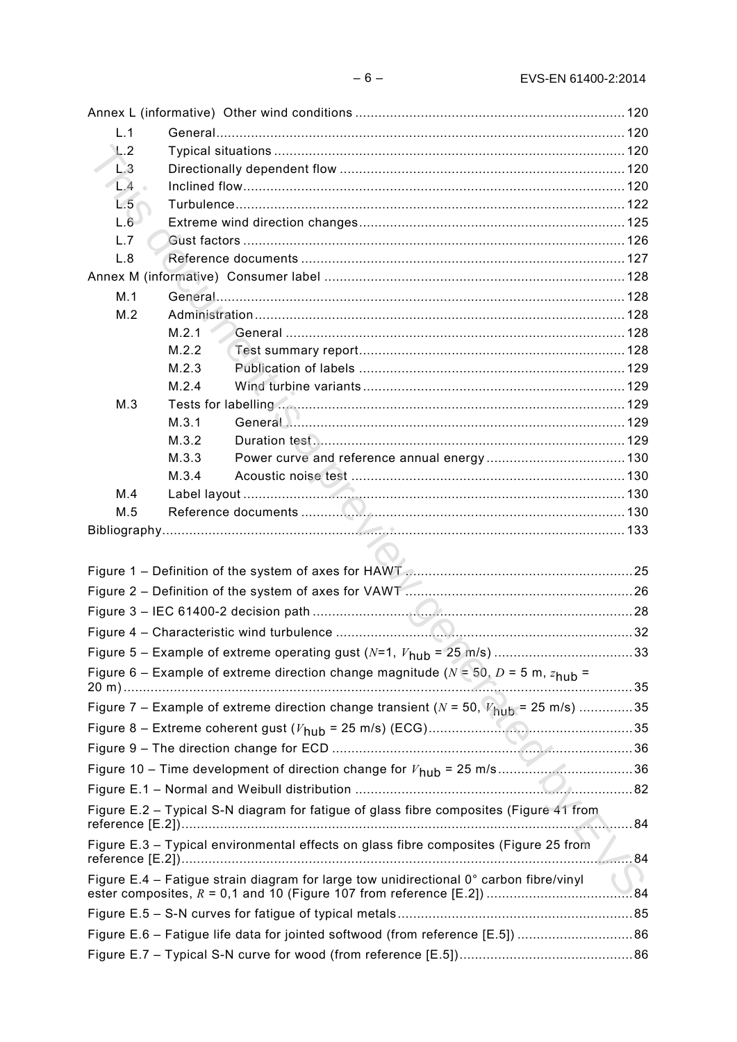Annex L (informative) Other wind conditions ..... 120

L.1 General ..... 120

L.2 Typical situations ..... 120

L.3 Directionally dependent flow ..... 120

L.4 Inclined flow ..... 120

L.5 Turbulence ..... 122

L.6 Extreme wind direction changes ..... 125

L.7 Gust factors ..... 126

L.8 Reference documents ..... 127

Annex M (informative) Consumer label ..... 128

M.1 General ..... 128

M.2 Administration ..... 128

M.2.1 General ..... 128

M.2.2 Test summary report ..... 128

M.2.3 Publication of labels ..... 129

M.2.4 Wind turbine variants ..... 129

M.3 Tests for labelling ..... 129

M.3.1 General ..... 129

M.3.2 Duration test ..... 129

M.3.3 Power curve and reference annual energy ..... 130

M.3.4 Acoustic noise test ..... 130

M.4 Label layout ..... 130

M.5 Reference documents ..... 130

Bibliography ..... 133

Figure 1 – Definition of the system of axes for HAWT ..... 25

Figure 2 – Definition of the system of axes for VAWT ..... 26

Figure 3 – IEC 61400-2 decision path ..... 28

Figure 4 – Characteristic wind turbulence ..... 32

Figure 5 – Example of extreme operating gust ($N$=1, $V_{hub}$ = 25 m/s) ..... 33

Figure 6 – Example of extreme direction change magnitude ($N$ = 50, $D$ = 5 m, $z_{hub}$ = 20 m) ..... 35

Figure 7 – Example of extreme direction change transient ($N$ = 50, $V_{hub}$ = 25 m/s) ..... 35

Figure 8 – Extreme coherent gust ($V_{hub}$ = 25 m/s) (ECG) ..... 35

Figure 9 – The direction change for ECD ..... 36

Figure 10 – Time development of direction change for $V_{hub}$ = 25 m/s ..... 36

Figure E.1 – Normal and Weibull distribution ..... 82

Figure E.2 – Typical S-N diagram for fatigue of glass fibre composites (Figure 41 from reference [E.2]) ..... 84

Figure E.3 – Typical environmental effects on glass fibre composites (Figure 25 from reference [E.2]) ..... 84

Figure E.4 – Fatigue strain diagram for large tow unidirectional 0° carbon fibre/vinyl ester composites, $R$ = 0,1 and 10 (Figure 107 from reference [E.2]) ..... 84

Figure E.5 – S-N curves for fatigue of typical metals ..... 85

Figure E.6 – Fatigue life data for jointed softwood (from reference [E.5]) ..... 86

Figure E.7 – Typical S-N curve for wood (from reference [E.5]) ..... 86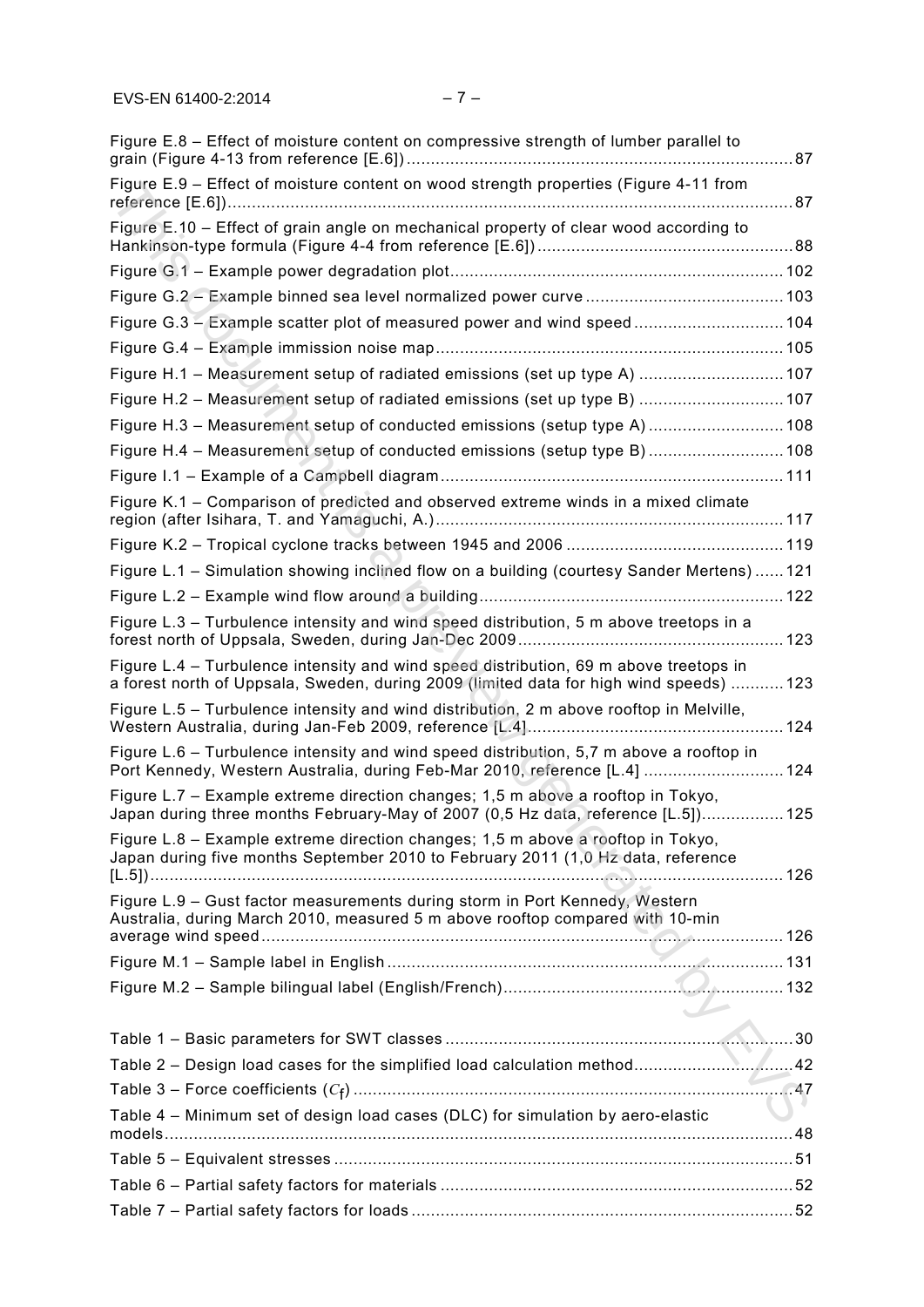Figure E.8 – Effect of moisture content on compressive strength of lumber parallel to grain (Figure 4-13 from reference [E.6]) ........ 87

Figure E.9 – Effect of moisture content on wood strength properties (Figure 4-11 from reference [E.6]) ........ 87

Figure E.10 – Effect of grain angle on mechanical property of clear wood according to Hankinson-type formula (Figure 4-4 from reference [E.6]) ........ 88

Figure G.1 – Example power degradation plot ........ 102

Figure G.2 – Example binned sea level normalized power curve ........ 103

Figure G.3 – Example scatter plot of measured power and wind speed ........ 104

Figure G.4 – Example immission noise map ........ 105

Figure H.1 – Measurement setup of radiated emissions (set up type A) ........ 107

Figure H.2 – Measurement setup of radiated emissions (set up type B) ........ 107

Figure H.3 – Measurement setup of conducted emissions (setup type A) ........ 108

Figure H.4 – Measurement setup of conducted emissions (setup type B) ........ 108

Figure I.1 – Example of a Campbell diagram ........ 111

Figure K.1 – Comparison of predicted and observed extreme winds in a mixed climate region (after Isihara, T. and Yamaguchi, A.) ........ 117

Figure K.2 – Tropical cyclone tracks between 1945 and 2006 ........ 119

Figure L.1 – Simulation showing inclined flow on a building (courtesy Sander Mertens) ........ 121

Figure L.2 – Example wind flow around a building ........ 122

Figure L.3 – Turbulence intensity and wind speed distribution, 5 m above treetops in a forest north of Uppsala, Sweden, during Jan-Dec 2009 ........ 123

Figure L.4 – Turbulence intensity and wind speed distribution, 69 m above treetops in a forest north of Uppsala, Sweden, during 2009 (limited data for high wind speeds) ........ 123

Figure L.5 – Turbulence intensity and wind distribution, 2 m above rooftop in Melville, Western Australia, during Jan-Feb 2009, reference [L.4] ........ 124

Figure L.6 – Turbulence intensity and wind speed distribution, 5,7 m above a rooftop in Port Kennedy, Western Australia, during Feb-Mar 2010, reference [L.4] ........ 124

Figure L.7 – Example extreme direction changes; 1,5 m above a rooftop in Tokyo, Japan during three months February-May of 2007 (0,5 Hz data, reference [L.5]) ........ 125

Figure L.8 – Example extreme direction changes; 1,5 m above a rooftop in Tokyo, Japan during five months September 2010 to February 2011 (1,0 Hz data, reference [L.5]) ........ 126

Figure L.9 – Gust factor measurements during storm in Port Kennedy, Western Australia, during March 2010, measured 5 m above rooftop compared with 10-min average wind speed ........ 126

Figure M.1 – Sample label in English ........ 131

Figure M.2 – Sample bilingual label (English/French) ........ 132

Table 1 – Basic parameters for SWT classes ........ 30

Table 2 – Design load cases for the simplified load calculation method ........ 42

Table 3 – Force coefficients ($C_f$) ........ 47

Table 4 – Minimum set of design load cases (DLC) for simulation by aero-elastic models ........ 48

Table 5 – Equivalent stresses ........ 51

Table 6 – Partial safety factors for materials ........ 52

Table 7 – Partial safety factors for loads ........ 52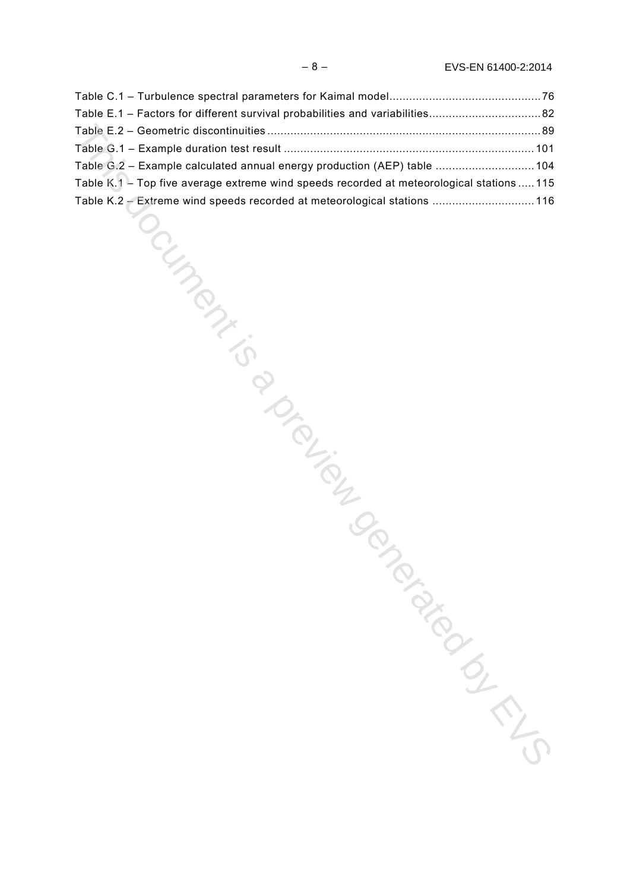Table C.1 – Turbulence spectral parameters for Kaimal model ............................................. 76
Table E.1 – Factors for different survival probabilities and variabilities ................................. 82
Table E.2 – Geometric discontinuities .................................................................................. 89
Table G.1 – Example duration test result ........................................................................... 101
Table G.2 – Example calculated annual energy production (AEP) table .............................. 104
Table K.1 – Top five average extreme wind speeds recorded at meteorological stations ..... 115
Table K.2 – Extreme wind speeds recorded at meteorological stations ............................... 116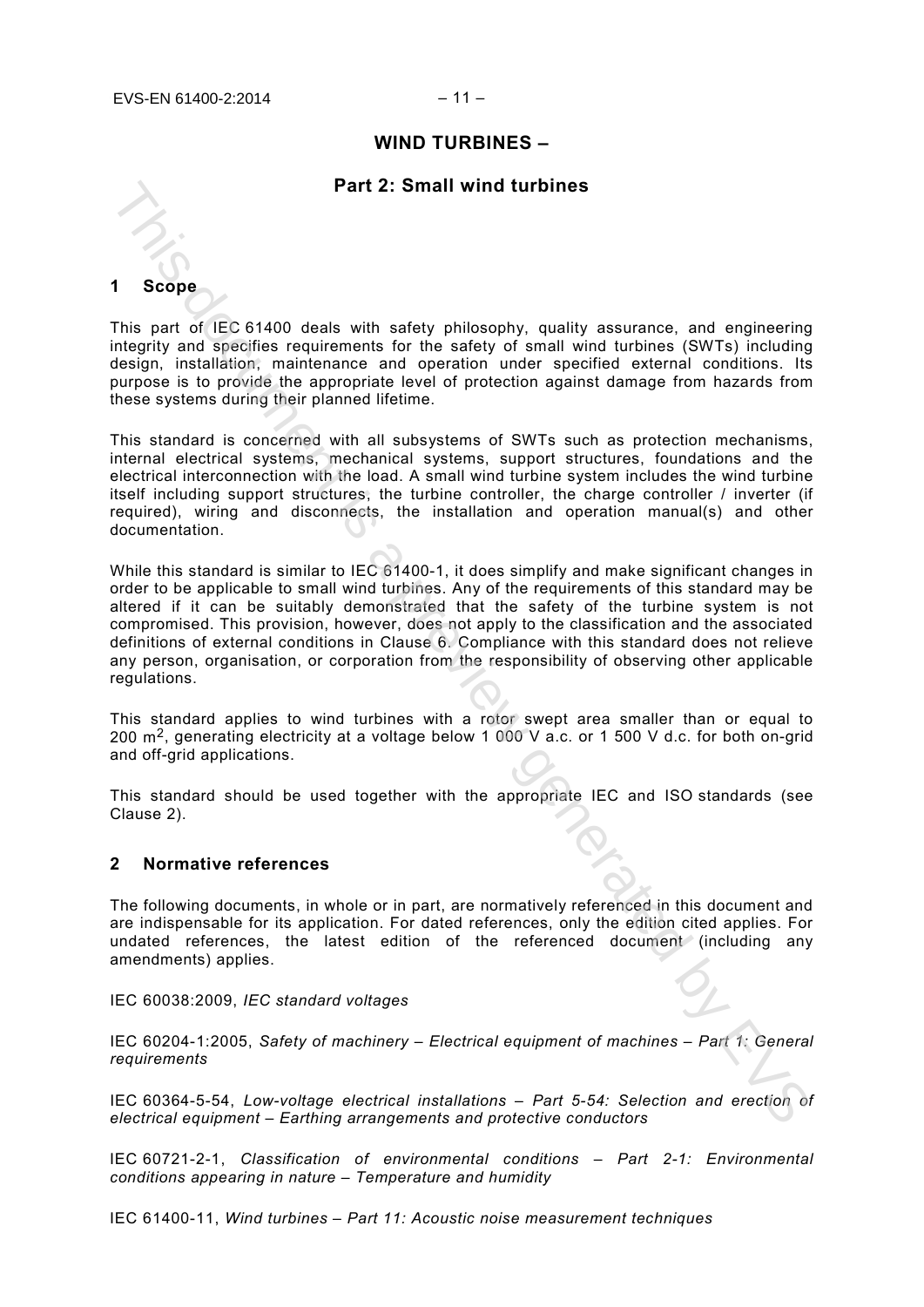# WIND TURBINES –

## Part 2: Small wind turbines

## 1 Scope

This part of IEC 61400 deals with safety philosophy, quality assurance, and engineering integrity and specifies requirements for the safety of small wind turbines (SWTs) including design, installation, maintenance and operation under specified external conditions. Its purpose is to provide the appropriate level of protection against damage from hazards from these systems during their planned lifetime.

This standard is concerned with all subsystems of SWTs such as protection mechanisms, internal electrical systems, mechanical systems, support structures, foundations and the electrical interconnection with the load. A small wind turbine system includes the wind turbine itself including support structures, the turbine controller, the charge controller / inverter (if required), wiring and disconnects, the installation and operation manual(s) and other documentation.

While this standard is similar to IEC 61400-1, it does simplify and make significant changes in order to be applicable to small wind turbines. Any of the requirements of this standard may be altered if it can be suitably demonstrated that the safety of the turbine system is not compromised. This provision, however, does not apply to the classification and the associated definitions of external conditions in Clause 6. Compliance with this standard does not relieve any person, organisation, or corporation from the responsibility of observing other applicable regulations.

This standard applies to wind turbines with a rotor swept area smaller than or equal to 200 $m^2$, generating electricity at a voltage below 1 000 V a.c. or 1 500 V d.c. for both on-grid and off-grid applications.

This standard should be used together with the appropriate IEC and ISO standards (see Clause 2).

## 2 Normative references

The following documents, in whole or in part, are normatively referenced in this document and are indispensable for its application. For dated references, only the edition cited applies. For undated references, the latest edition of the referenced document (including any amendments) applies.

IEC 60038:2009, *IEC standard voltages*

IEC 60204-1:2005, *Safety of machinery – Electrical equipment of machines – Part 1: General requirements*

IEC 60364-5-54, *Low-voltage electrical installations – Part 5-54: Selection and erection of electrical equipment – Earthing arrangements and protective conductors*

IEC 60721-2-1, *Classification of environmental conditions – Part 2-1: Environmental conditions appearing in nature – Temperature and humidity*

IEC 61400-11, *Wind turbines – Part 11: Acoustic noise measurement techniques*